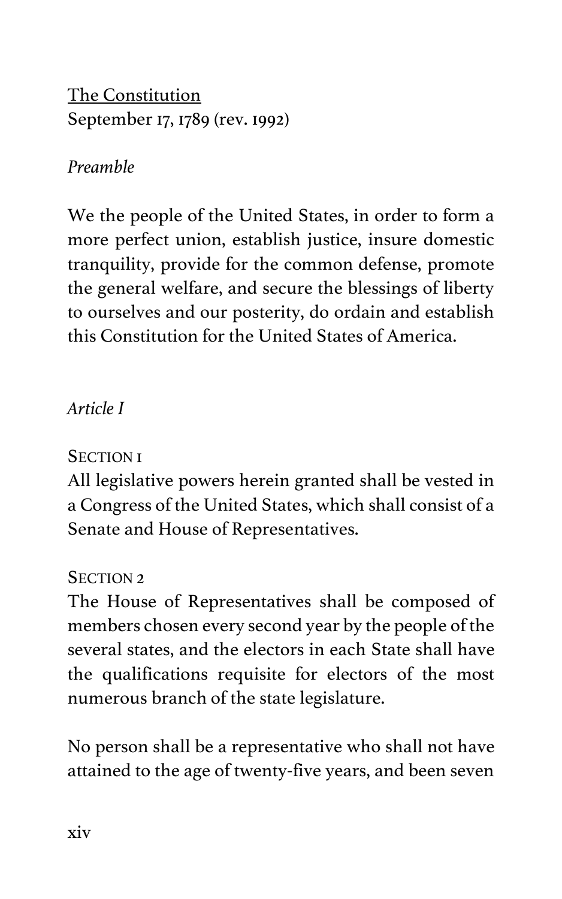The Constitution
September 17, 1789 (rev. 1992)

*Preamble*

We the people of the United States, in order to form a more perfect union, establish justice, insure domestic tranquility, provide for the common defense, promote the general welfare, and secure the blessings of liberty to ourselves and our posterity, do ordain and establish this Constitution for the United States of America.

*Article I*

SECTION 1
All legislative powers herein granted shall be vested in a Congress of the United States, which shall consist of a Senate and House of Representatives.

SECTION 2
The House of Representatives shall be composed of members chosen every second year by the people of the several states, and the electors in each State shall have the qualifications requisite for electors of the most numerous branch of the state legislature.

No person shall be a representative who shall not have attained to the age of twenty-five years, and been seven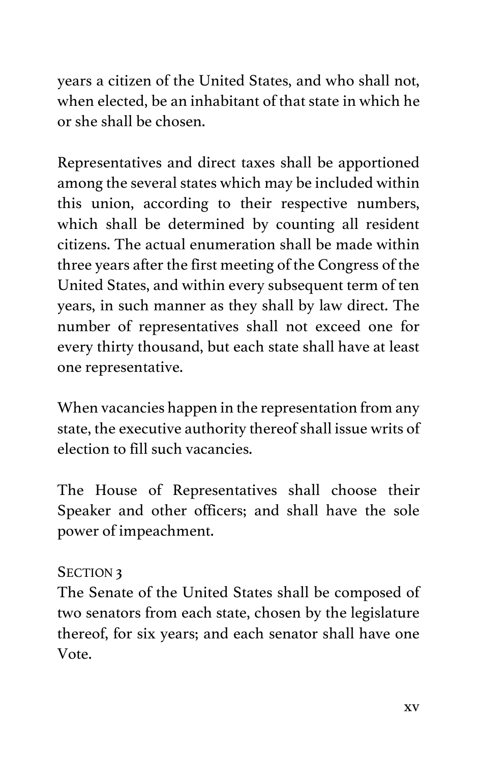years a citizen of the United States, and who shall not, when elected, be an inhabitant of that state in which he or she shall be chosen.

Representatives and direct taxes shall be apportioned among the several states which may be included within this union, according to their respective numbers, which shall be determined by counting all resident citizens. The actual enumeration shall be made within three years after the first meeting of the Congress of the United States, and within every subsequent term of ten years, in such manner as they shall by law direct. The number of representatives shall not exceed one for every thirty thousand, but each state shall have at least one representative.

When vacancies happen in the representation from any state, the executive authority thereof shall issue writs of election to fill such vacancies.

The House of Representatives shall choose their Speaker and other officers; and shall have the sole power of impeachment.

SECTION 3

The Senate of the United States shall be composed of two senators from each state, chosen by the legislature thereof, for six years; and each senator shall have one Vote.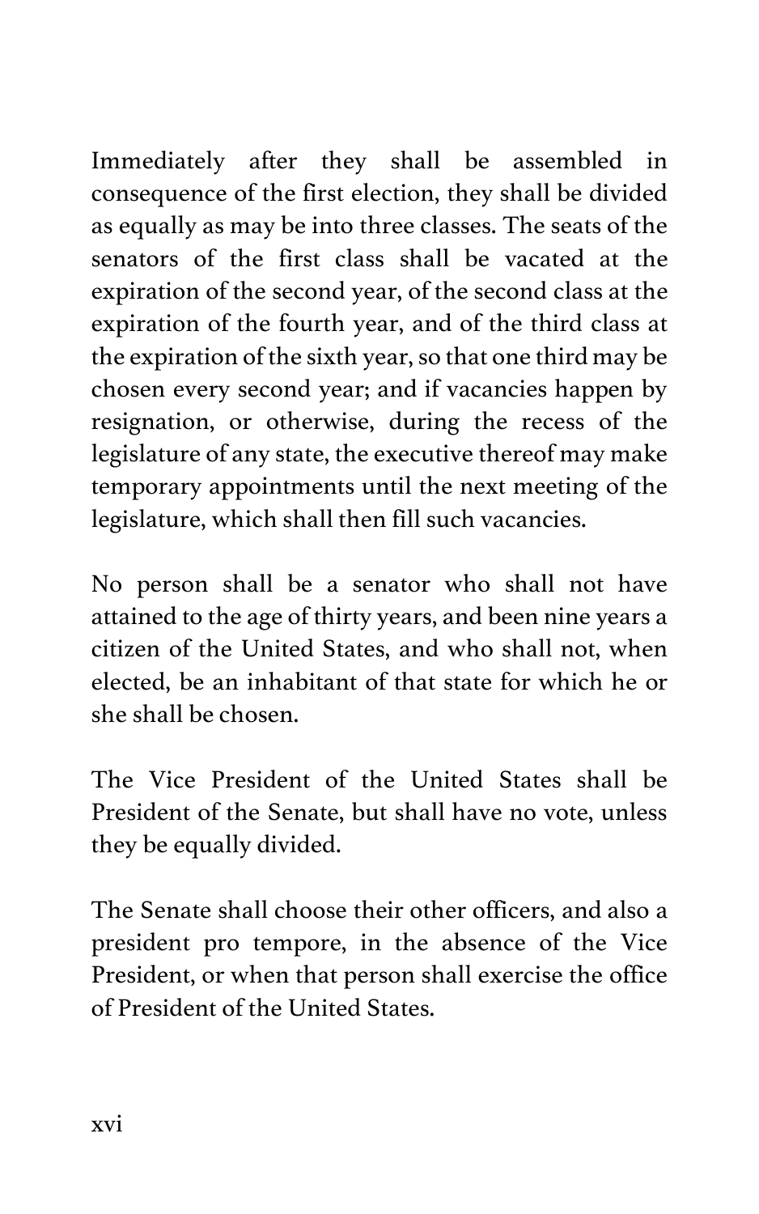Immediately after they shall be assembled in consequence of the first election, they shall be divided as equally as may be into three classes. The seats of the senators of the first class shall be vacated at the expiration of the second year, of the second class at the expiration of the fourth year, and of the third class at the expiration of the sixth year, so that one third may be chosen every second year; and if vacancies happen by resignation, or otherwise, during the recess of the legislature of any state, the executive thereof may make temporary appointments until the next meeting of the legislature, which shall then fill such vacancies.

No person shall be a senator who shall not have attained to the age of thirty years, and been nine years a citizen of the United States, and who shall not, when elected, be an inhabitant of that state for which he or she shall be chosen.

The Vice President of the United States shall be President of the Senate, but shall have no vote, unless they be equally divided.

The Senate shall choose their other officers, and also a president pro tempore, in the absence of the Vice President, or when that person shall exercise the office of President of the United States.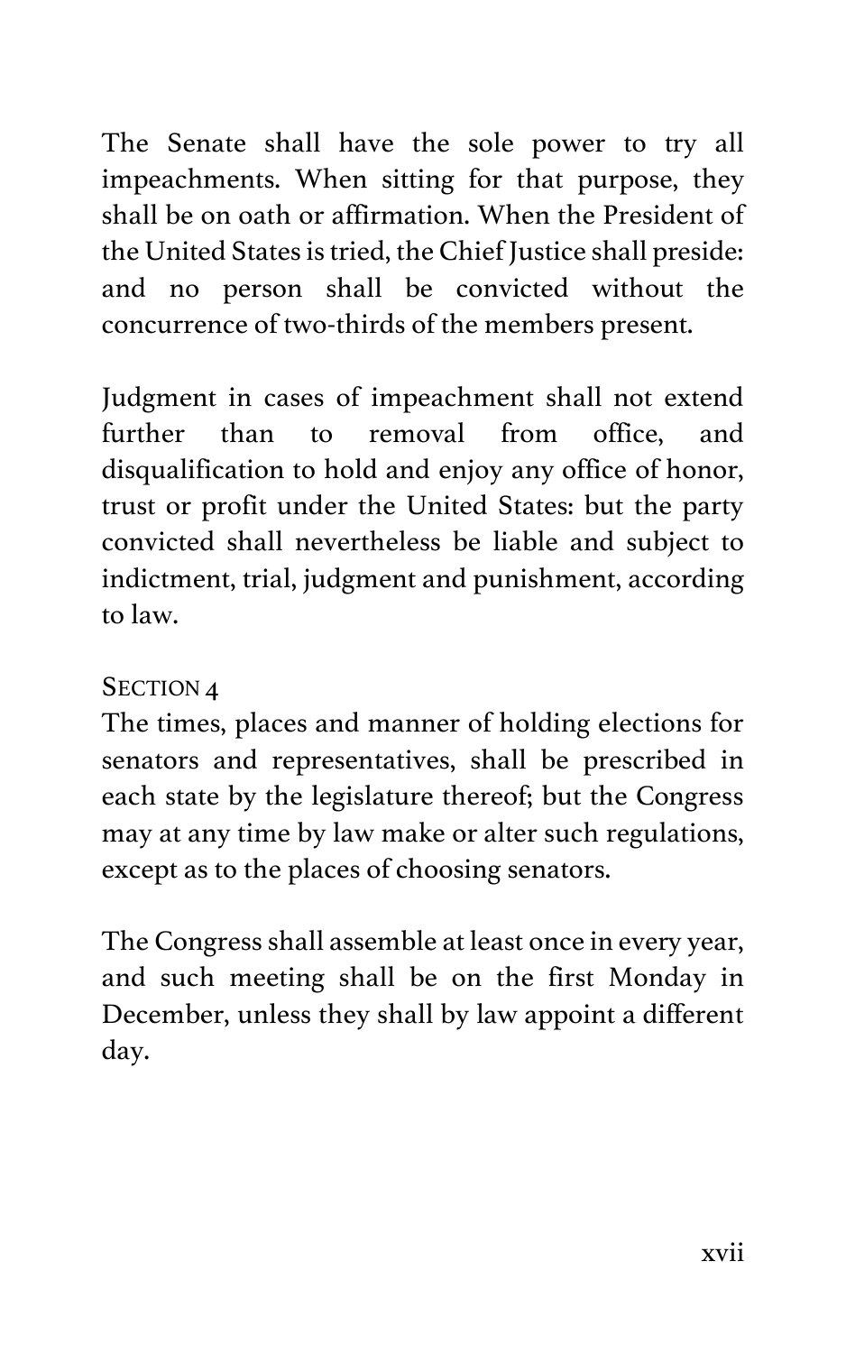The Senate shall have the sole power to try all impeachments. When sitting for that purpose, they shall be on oath or affirmation. When the President of the United States is tried, the Chief Justice shall preside: and no person shall be convicted without the concurrence of two-thirds of the members present.

Judgment in cases of impeachment shall not extend further than to removal from office, and disqualification to hold and enjoy any office of honor, trust or profit under the United States: but the party convicted shall nevertheless be liable and subject to indictment, trial, judgment and punishment, according to law.

SECTION 4

The times, places and manner of holding elections for senators and representatives, shall be prescribed in each state by the legislature thereof; but the Congress may at any time by law make or alter such regulations, except as to the places of choosing senators.

The Congress shall assemble at least once in every year, and such meeting shall be on the first Monday in December, unless they shall by law appoint a different day.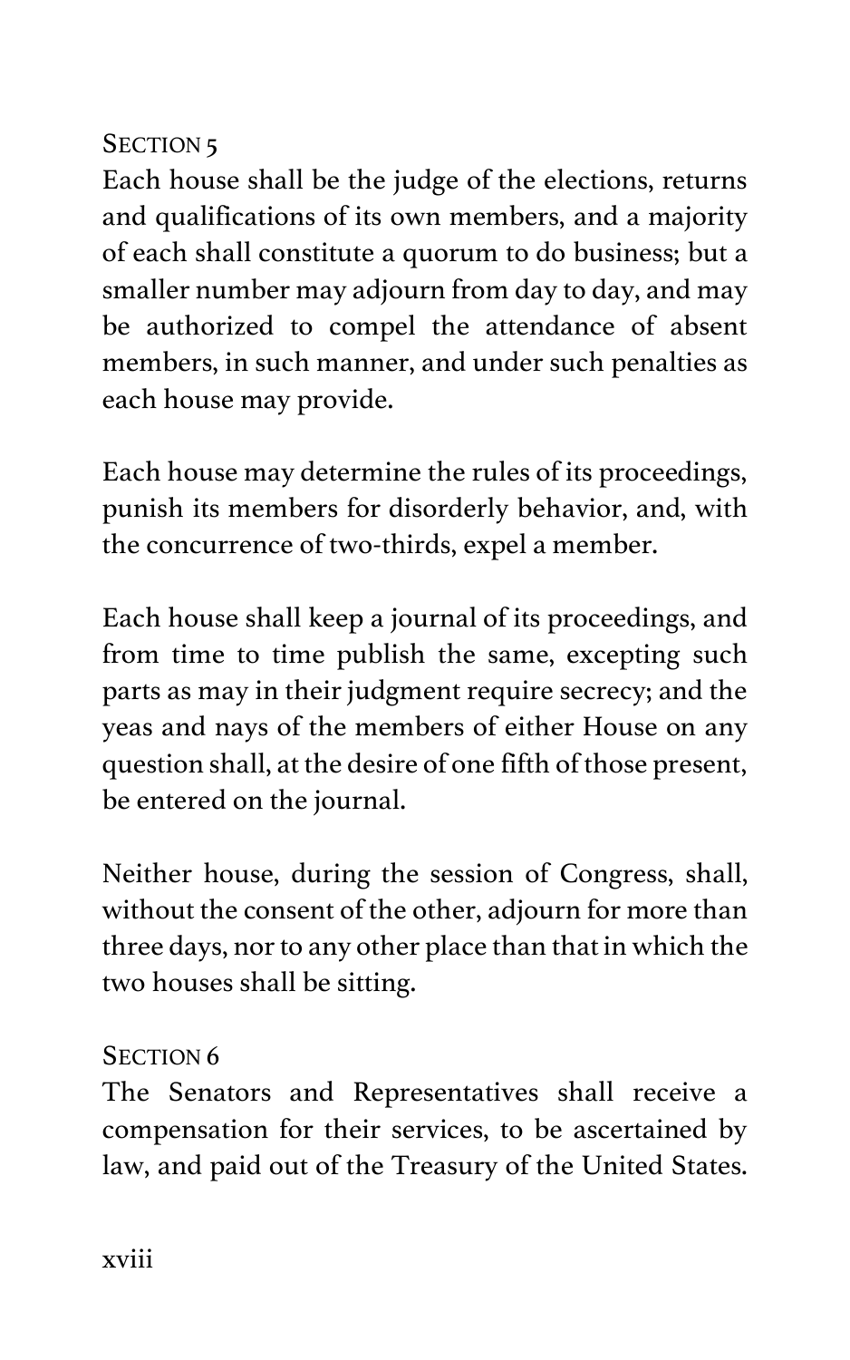### Section 5

Each house shall be the judge of the elections, returns and qualifications of its own members, and a majority of each shall constitute a quorum to do business; but a smaller number may adjourn from day to day, and may be authorized to compel the attendance of absent members, in such manner, and under such penalties as each house may provide.

Each house may determine the rules of its proceedings, punish its members for disorderly behavior, and, with the concurrence of two-thirds, expel a member.

Each house shall keep a journal of its proceedings, and from time to time publish the same, excepting such parts as may in their judgment require secrecy; and the yeas and nays of the members of either House on any question shall, at the desire of one fifth of those present, be entered on the journal.

Neither house, during the session of Congress, shall, without the consent of the other, adjourn for more than three days, nor to any other place than that in which the two houses shall be sitting.

### Section 6

The Senators and Representatives shall receive a compensation for their services, to be ascertained by law, and paid out of the Treasury of the United States.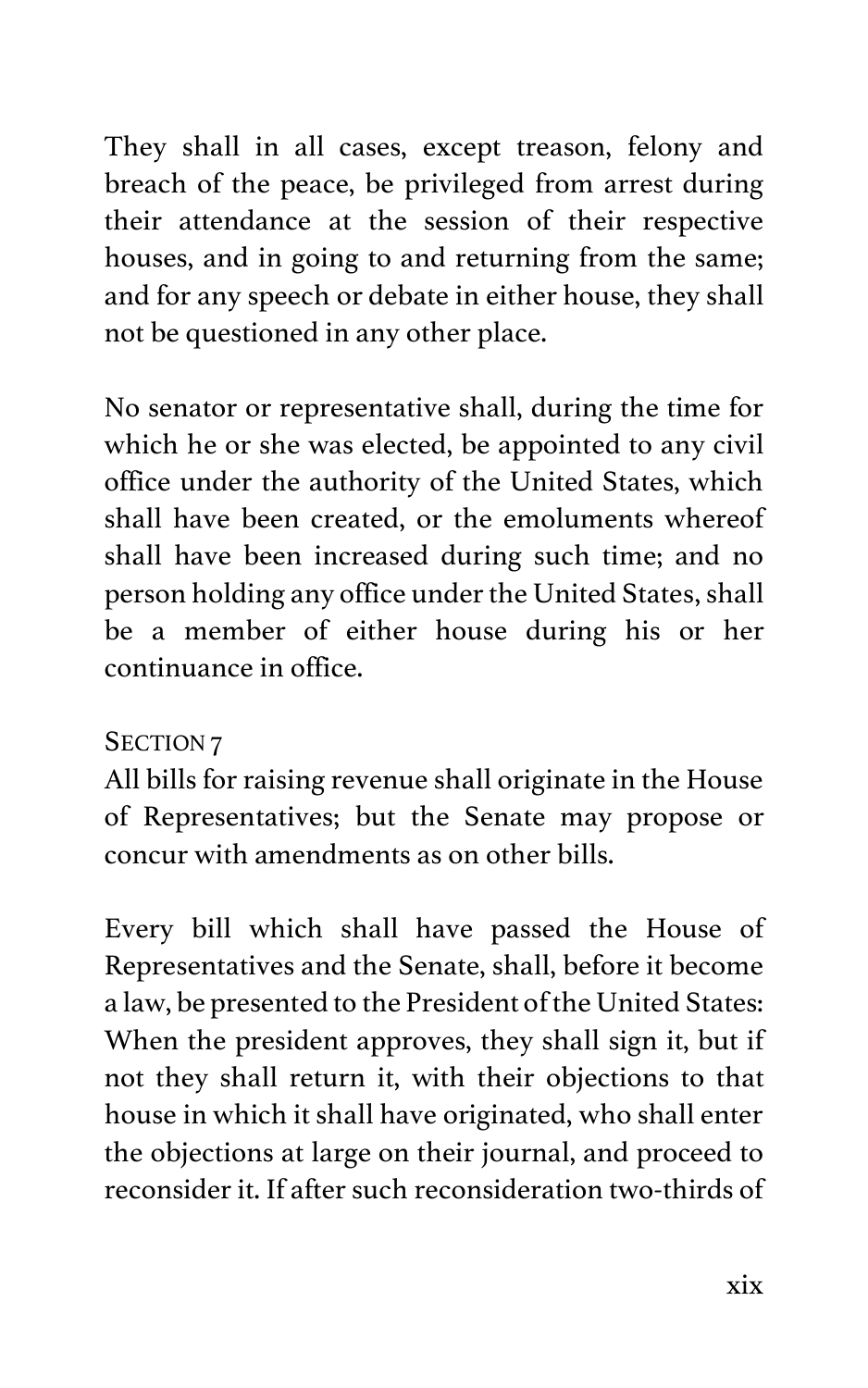They shall in all cases, except treason, felony and breach of the peace, be privileged from arrest during their attendance at the session of their respective houses, and in going to and returning from the same; and for any speech or debate in either house, they shall not be questioned in any other place.

No senator or representative shall, during the time for which he or she was elected, be appointed to any civil office under the authority of the United States, which shall have been created, or the emoluments whereof shall have been increased during such time; and no person holding any office under the United States, shall be a member of either house during his or her continuance in office.

### SECTION 7

All bills for raising revenue shall originate in the House of Representatives; but the Senate may propose or concur with amendments as on other bills.

Every bill which shall have passed the House of Representatives and the Senate, shall, before it become a law, be presented to the President of the United States: When the president approves, they shall sign it, but if not they shall return it, with their objections to that house in which it shall have originated, who shall enter the objections at large on their journal, and proceed to reconsider it. If after such reconsideration two-thirds of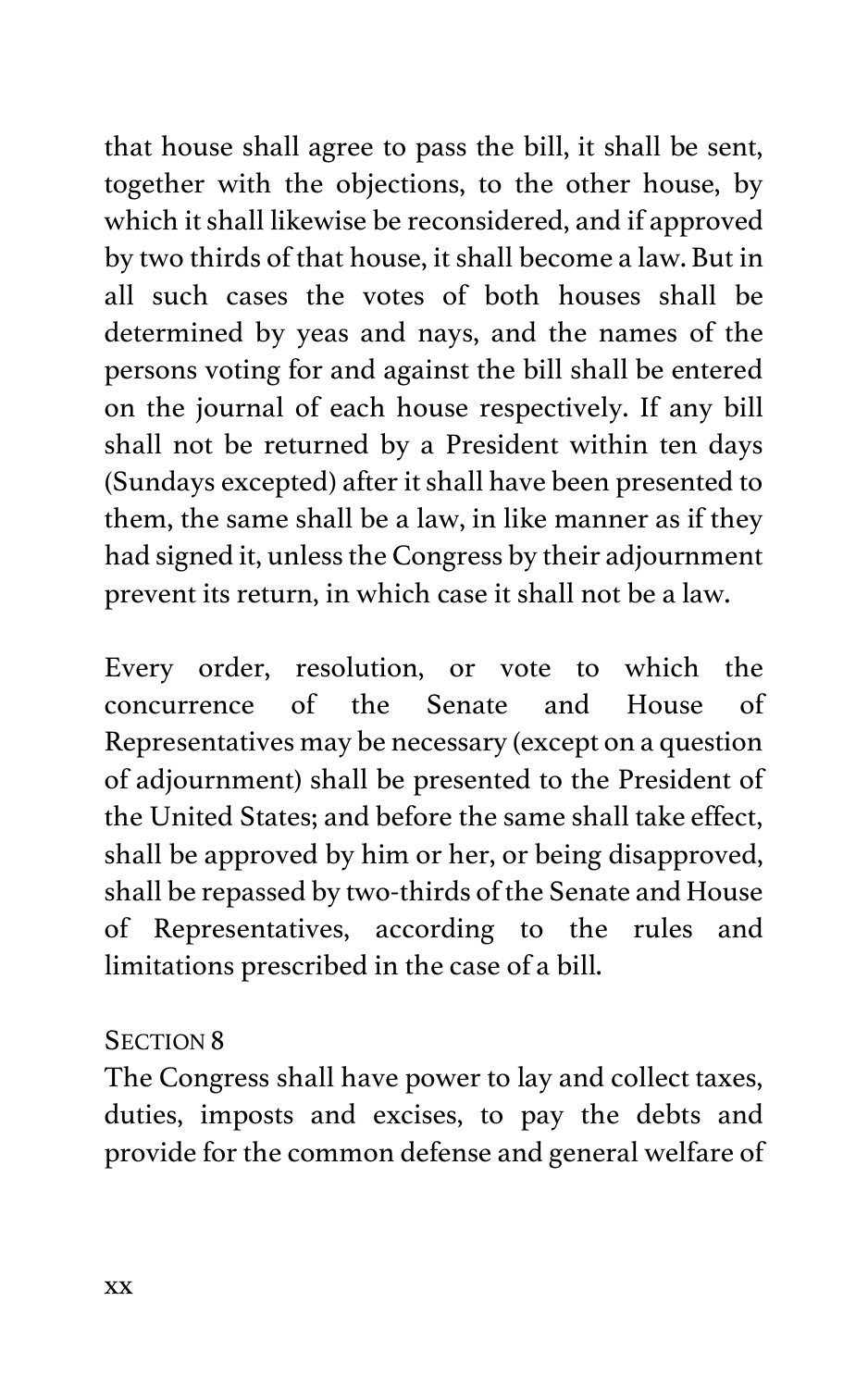that house shall agree to pass the bill, it shall be sent, together with the objections, to the other house, by which it shall likewise be reconsidered, and if approved by two thirds of that house, it shall become a law. But in all such cases the votes of both houses shall be determined by yeas and nays, and the names of the persons voting for and against the bill shall be entered on the journal of each house respectively. If any bill shall not be returned by a President within ten days (Sundays excepted) after it shall have been presented to them, the same shall be a law, in like manner as if they had signed it, unless the Congress by their adjournment prevent its return, in which case it shall not be a law.

Every order, resolution, or vote to which the concurrence of the Senate and House of Representatives may be necessary (except on a question of adjournment) shall be presented to the President of the United States; and before the same shall take effect, shall be approved by him or her, or being disapproved, shall be repassed by two-thirds of the Senate and House of Representatives, according to the rules and limitations prescribed in the case of a bill.

### Section 8

The Congress shall have power to lay and collect taxes, duties, imposts and excises, to pay the debts and provide for the common defense and general welfare of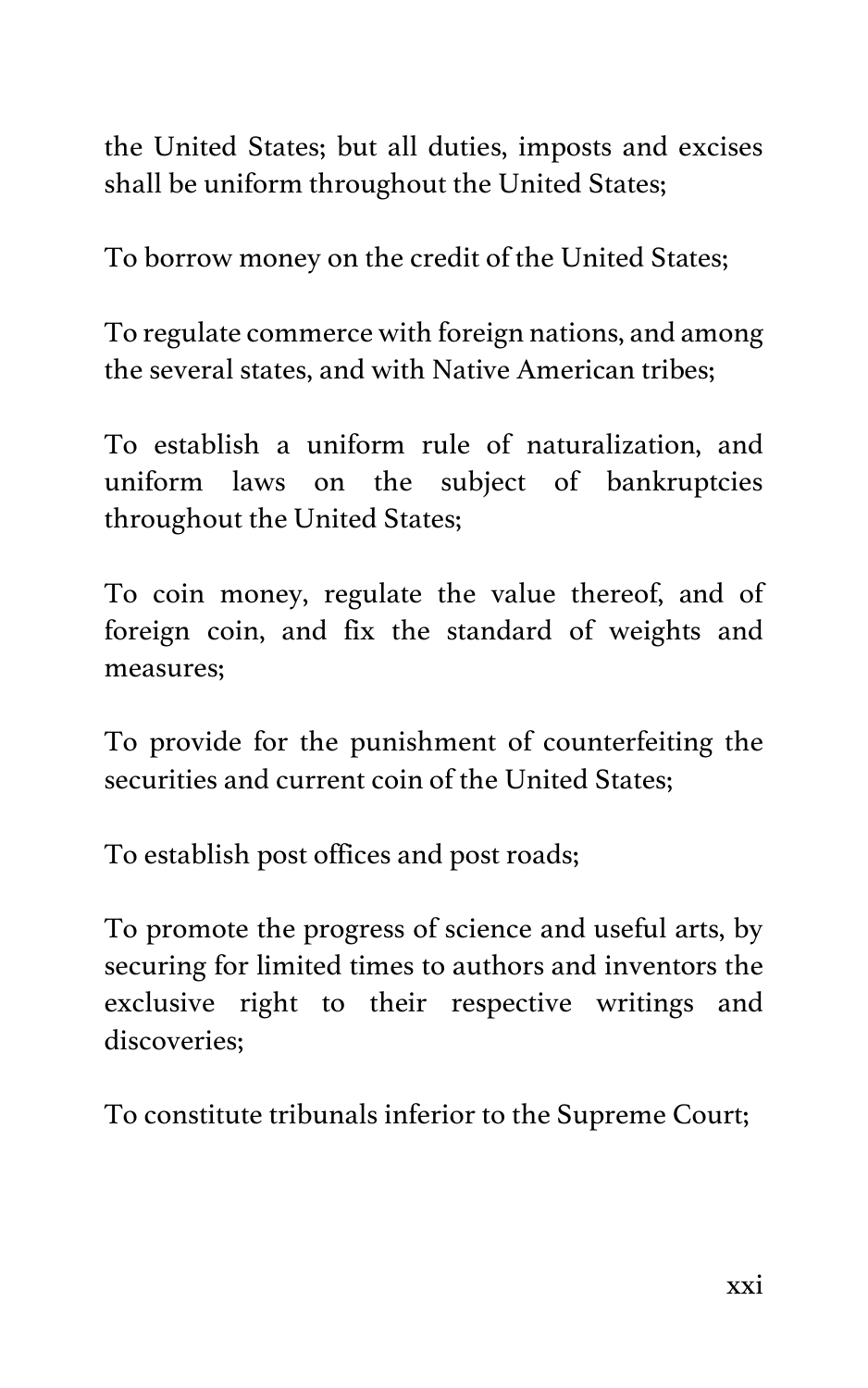the United States; but all duties, imposts and excises shall be uniform throughout the United States;

To borrow money on the credit of the United States;

To regulate commerce with foreign nations, and among the several states, and with Native American tribes;

To establish a uniform rule of naturalization, and uniform laws on the subject of bankruptcies throughout the United States;

To coin money, regulate the value thereof, and of foreign coin, and fix the standard of weights and measures;

To provide for the punishment of counterfeiting the securities and current coin of the United States;

To establish post offices and post roads;

To promote the progress of science and useful arts, by securing for limited times to authors and inventors the exclusive right to their respective writings and discoveries;

To constitute tribunals inferior to the Supreme Court;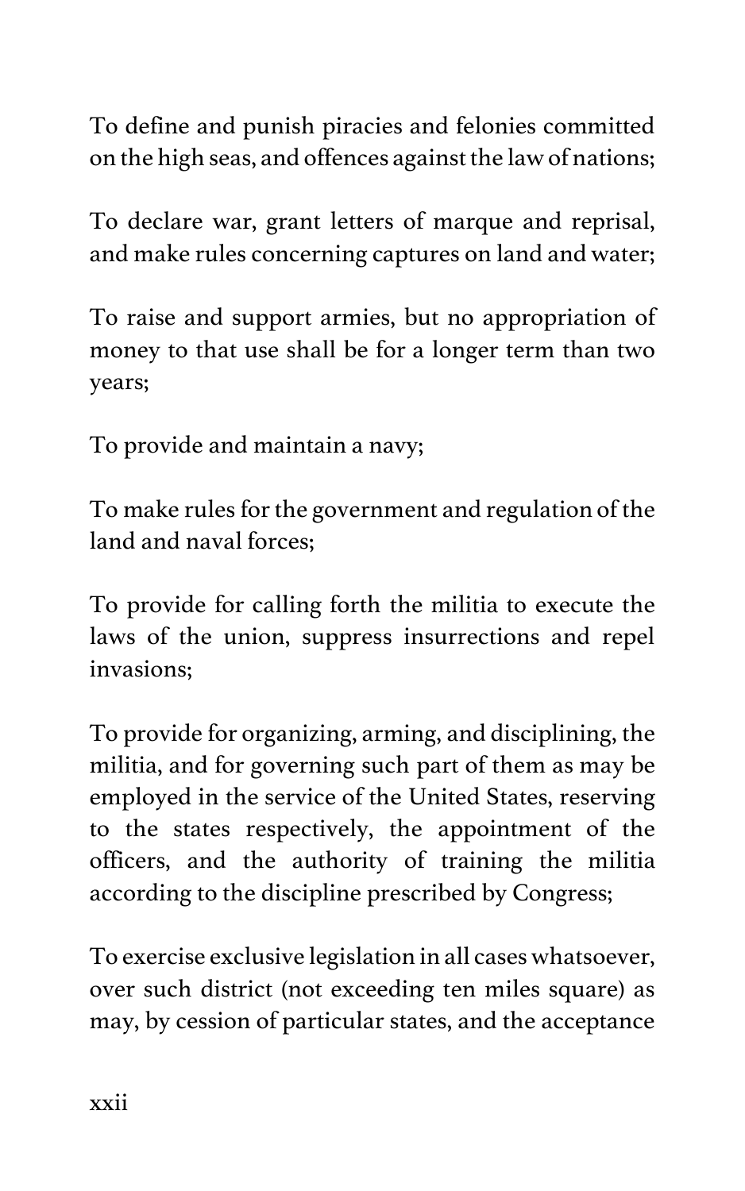To define and punish piracies and felonies committed on the high seas, and offences against the law of nations;

To declare war, grant letters of marque and reprisal, and make rules concerning captures on land and water;

To raise and support armies, but no appropriation of money to that use shall be for a longer term than two years;

To provide and maintain a navy;

To make rules for the government and regulation of the land and naval forces;

To provide for calling forth the militia to execute the laws of the union, suppress insurrections and repel invasions;

To provide for organizing, arming, and disciplining, the militia, and for governing such part of them as may be employed in the service of the United States, reserving to the states respectively, the appointment of the officers, and the authority of training the militia according to the discipline prescribed by Congress;

To exercise exclusive legislation in all cases whatsoever, over such district (not exceeding ten miles square) as may, by cession of particular states, and the acceptance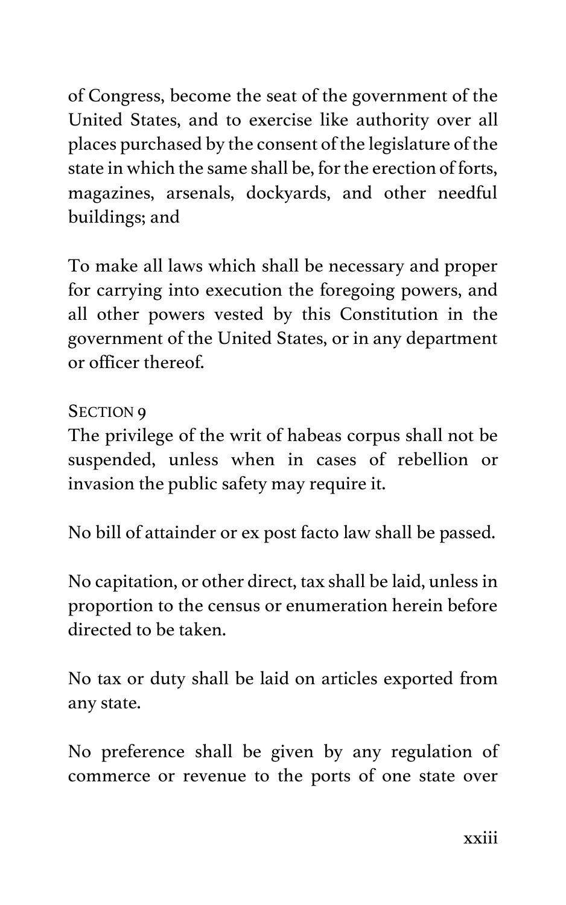of Congress, become the seat of the government of the United States, and to exercise like authority over all places purchased by the consent of the legislature of the state in which the same shall be, for the erection of forts, magazines, arsenals, dockyards, and other needful buildings; and

To make all laws which shall be necessary and proper for carrying into execution the foregoing powers, and all other powers vested by this Constitution in the government of the United States, or in any department or officer thereof.

### Section 9

The privilege of the writ of habeas corpus shall not be suspended, unless when in cases of rebellion or invasion the public safety may require it.

No bill of attainder or ex post facto law shall be passed.

No capitation, or other direct, tax shall be laid, unless in proportion to the census or enumeration herein before directed to be taken.

No tax or duty shall be laid on articles exported from any state.

No preference shall be given by any regulation of commerce or revenue to the ports of one state over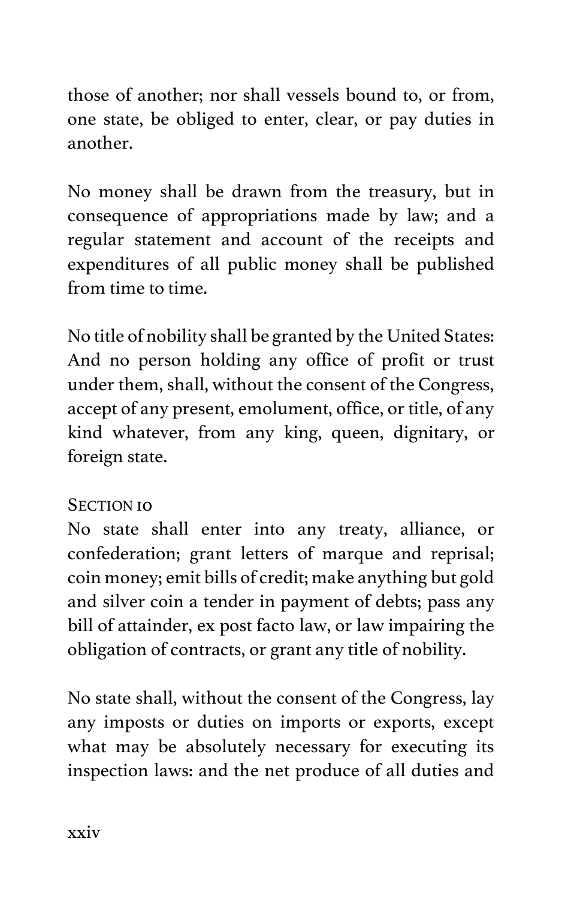those of another; nor shall vessels bound to, or from, one state, be obliged to enter, clear, or pay duties in another.

No money shall be drawn from the treasury, but in consequence of appropriations made by law; and a regular statement and account of the receipts and expenditures of all public money shall be published from time to time.

No title of nobility shall be granted by the United States: And no person holding any office of profit or trust under them, shall, without the consent of the Congress, accept of any present, emolument, office, or title, of any kind whatever, from any king, queen, dignitary, or foreign state.

SECTION 10

No state shall enter into any treaty, alliance, or confederation; grant letters of marque and reprisal; coin money; emit bills of credit; make anything but gold and silver coin a tender in payment of debts; pass any bill of attainder, ex post facto law, or law impairing the obligation of contracts, or grant any title of nobility.

No state shall, without the consent of the Congress, lay any imposts or duties on imports or exports, except what may be absolutely necessary for executing its inspection laws: and the net produce of all duties and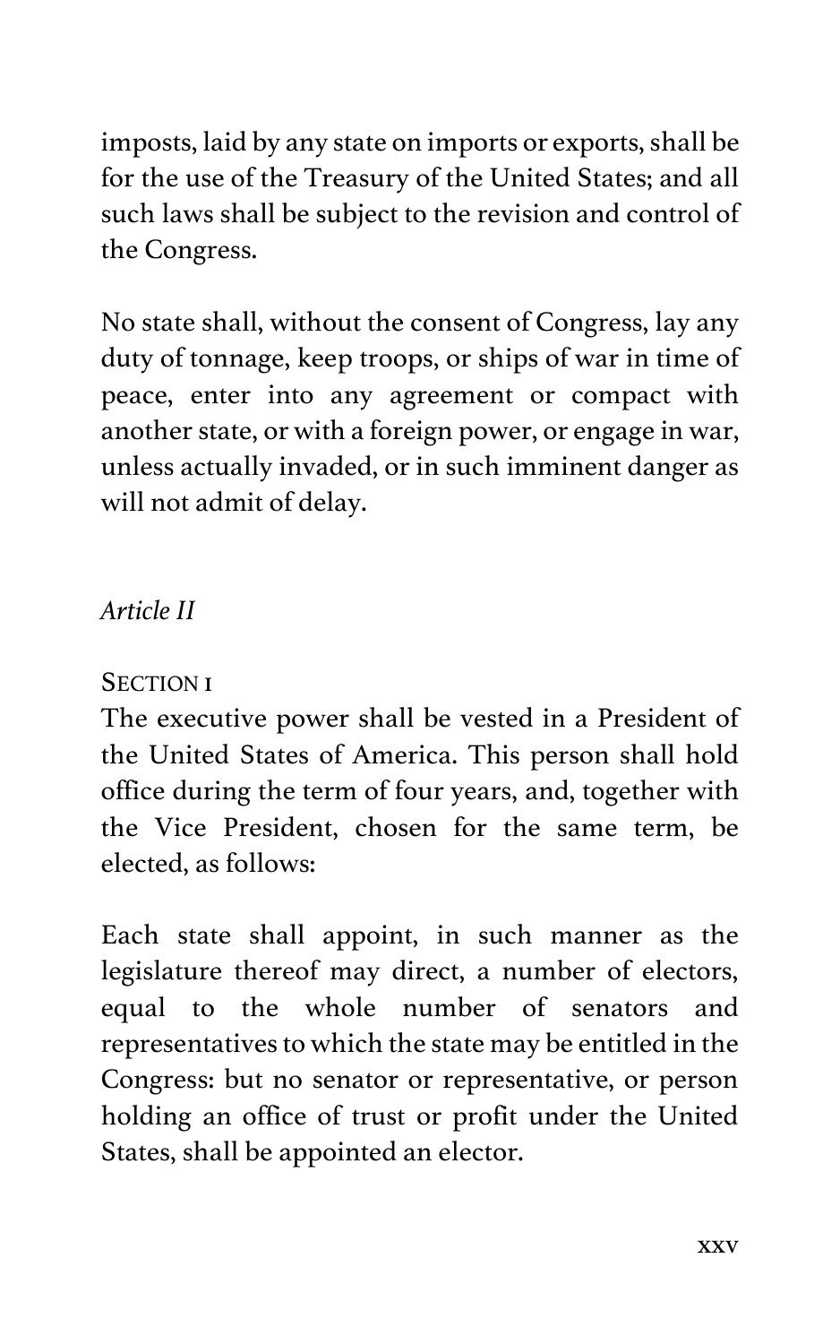imposts, laid by any state on imports or exports, shall be for the use of the Treasury of the United States; and all such laws shall be subject to the revision and control of the Congress.

No state shall, without the consent of Congress, lay any duty of tonnage, keep troops, or ships of war in time of peace, enter into any agreement or compact with another state, or with a foreign power, or engage in war, unless actually invaded, or in such imminent danger as will not admit of delay.

### *Article II*

SECTION 1

The executive power shall be vested in a President of the United States of America. This person shall hold office during the term of four years, and, together with the Vice President, chosen for the same term, be elected, as follows:

Each state shall appoint, in such manner as the legislature thereof may direct, a number of electors, equal to the whole number of senators and representatives to which the state may be entitled in the Congress: but no senator or representative, or person holding an office of trust or profit under the United States, shall be appointed an elector.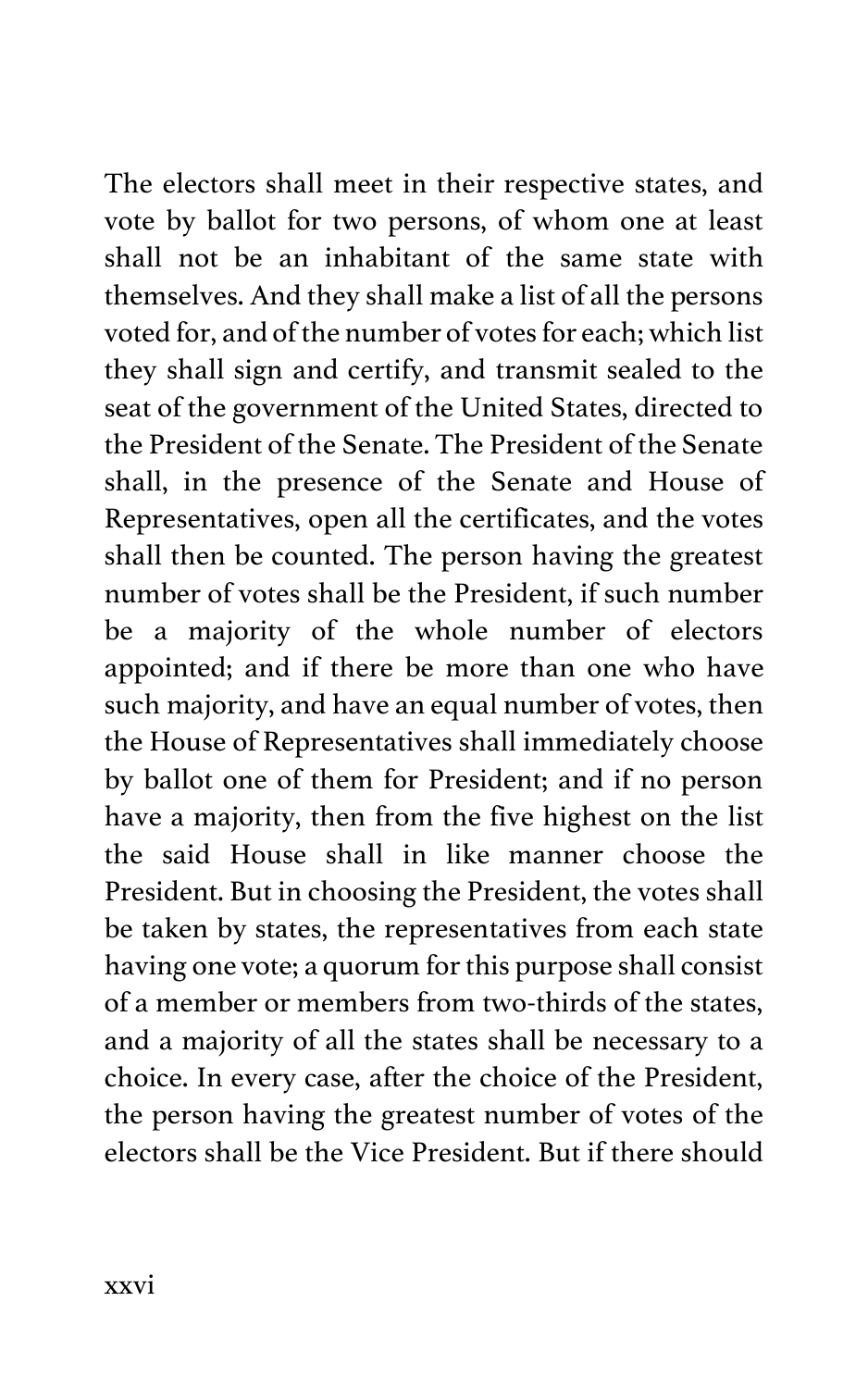The electors shall meet in their respective states, and vote by ballot for two persons, of whom one at least shall not be an inhabitant of the same state with themselves. And they shall make a list of all the persons voted for, and of the number of votes for each; which list they shall sign and certify, and transmit sealed to the seat of the government of the United States, directed to the President of the Senate. The President of the Senate shall, in the presence of the Senate and House of Representatives, open all the certificates, and the votes shall then be counted. The person having the greatest number of votes shall be the President, if such number be a majority of the whole number of electors appointed; and if there be more than one who have such majority, and have an equal number of votes, then the House of Representatives shall immediately choose by ballot one of them for President; and if no person have a majority, then from the five highest on the list the said House shall in like manner choose the President. But in choosing the President, the votes shall be taken by states, the representatives from each state having one vote; a quorum for this purpose shall consist of a member or members from two-thirds of the states, and a majority of all the states shall be necessary to a choice. In every case, after the choice of the President, the person having the greatest number of votes of the electors shall be the Vice President. But if there should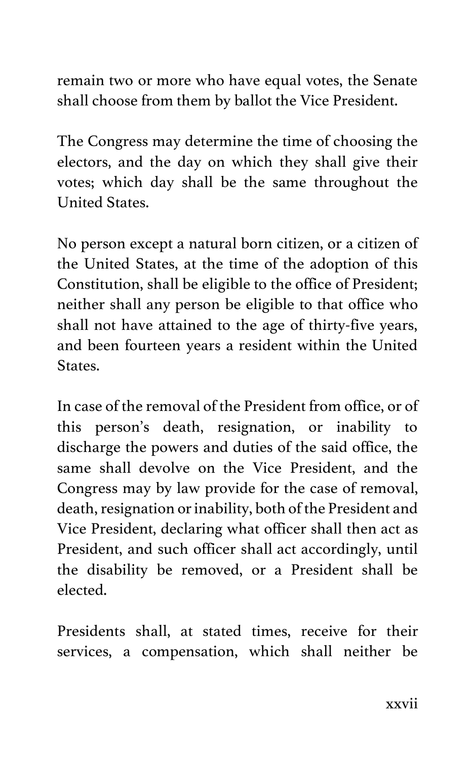remain two or more who have equal votes, the Senate shall choose from them by ballot the Vice President.

The Congress may determine the time of choosing the electors, and the day on which they shall give their votes; which day shall be the same throughout the United States.

No person except a natural born citizen, or a citizen of the United States, at the time of the adoption of this Constitution, shall be eligible to the office of President; neither shall any person be eligible to that office who shall not have attained to the age of thirty-five years, and been fourteen years a resident within the United States.

In case of the removal of the President from office, or of this person's death, resignation, or inability to discharge the powers and duties of the said office, the same shall devolve on the Vice President, and the Congress may by law provide for the case of removal, death, resignation or inability, both of the President and Vice President, declaring what officer shall then act as President, and such officer shall act accordingly, until the disability be removed, or a President shall be elected.

Presidents shall, at stated times, receive for their services, a compensation, which shall neither be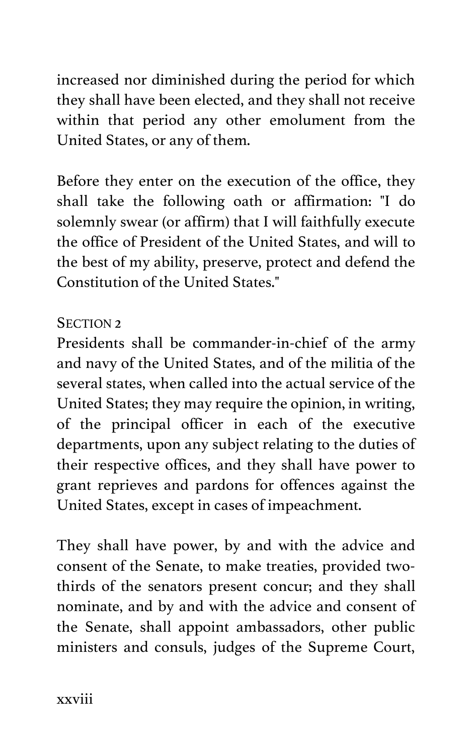increased nor diminished during the period for which they shall have been elected, and they shall not receive within that period any other emolument from the United States, or any of them.

Before they enter on the execution of the office, they shall take the following oath or affirmation: "I do solemnly swear (or affirm) that I will faithfully execute the office of President of the United States, and will to the best of my ability, preserve, protect and defend the Constitution of the United States."

SECTION 2

Presidents shall be commander-in-chief of the army and navy of the United States, and of the militia of the several states, when called into the actual service of the United States; they may require the opinion, in writing, of the principal officer in each of the executive departments, upon any subject relating to the duties of their respective offices, and they shall have power to grant reprieves and pardons for offences against the United States, except in cases of impeachment.

They shall have power, by and with the advice and consent of the Senate, to make treaties, provided two-thirds of the senators present concur; and they shall nominate, and by and with the advice and consent of the Senate, shall appoint ambassadors, other public ministers and consuls, judges of the Supreme Court,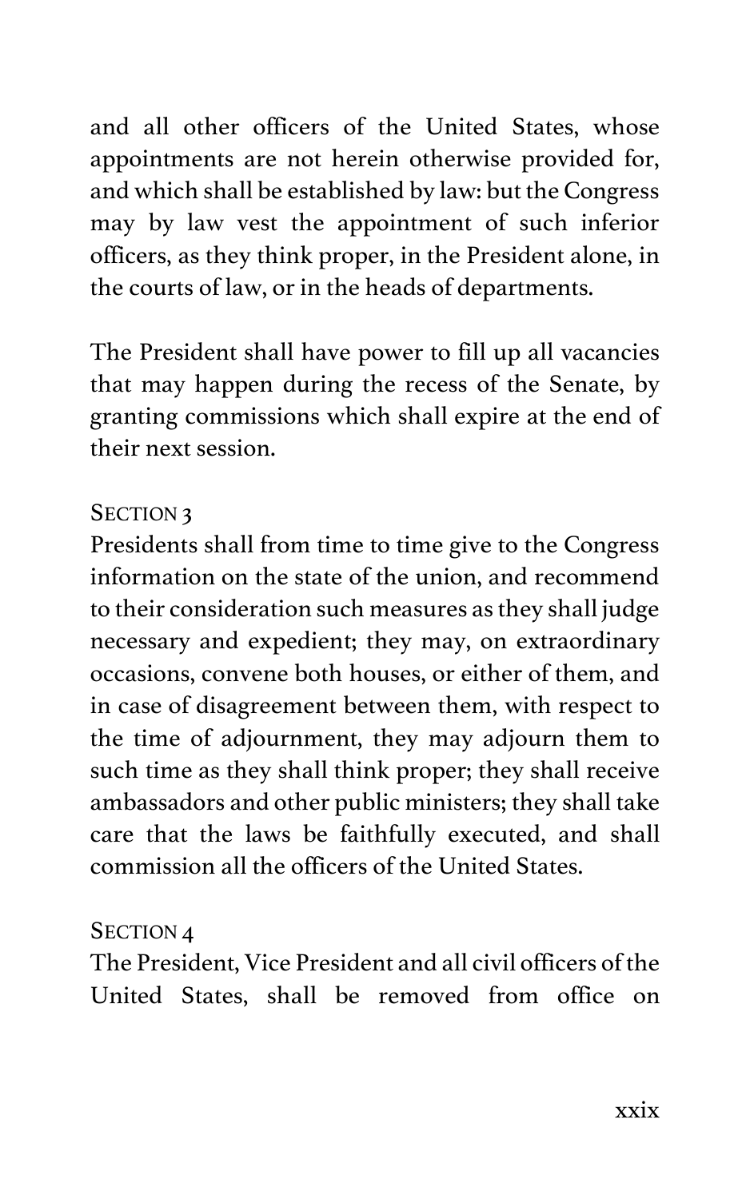and all other officers of the United States, whose appointments are not herein otherwise provided for, and which shall be established by law: but the Congress may by law vest the appointment of such inferior officers, as they think proper, in the President alone, in the courts of law, or in the heads of departments.

The President shall have power to fill up all vacancies that may happen during the recess of the Senate, by granting commissions which shall expire at the end of their next session.

SECTION 3

Presidents shall from time to time give to the Congress information on the state of the union, and recommend to their consideration such measures as they shall judge necessary and expedient; they may, on extraordinary occasions, convene both houses, or either of them, and in case of disagreement between them, with respect to the time of adjournment, they may adjourn them to such time as they shall think proper; they shall receive ambassadors and other public ministers; they shall take care that the laws be faithfully executed, and shall commission all the officers of the United States.

SECTION 4

The President, Vice President and all civil officers of the United States, shall be removed from office on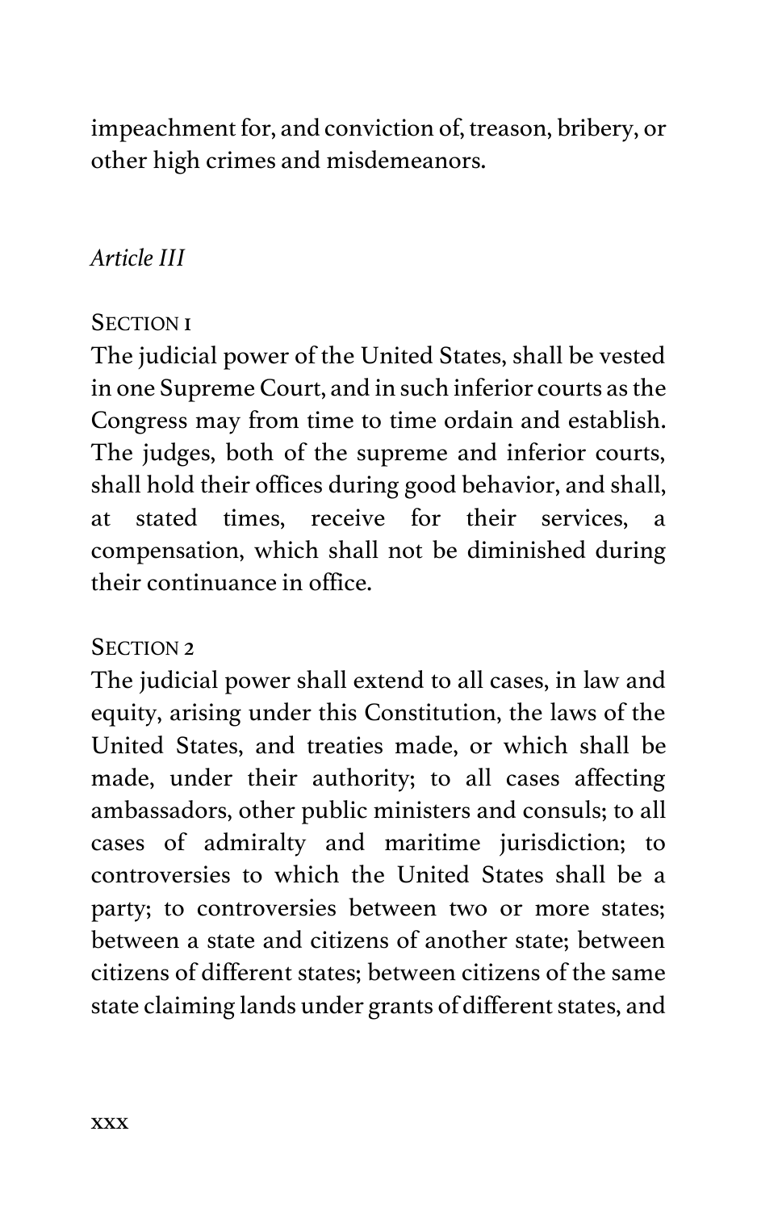impeachment for, and conviction of, treason, bribery, or other high crimes and misdemeanors.

*Article III*

SECTION 1

The judicial power of the United States, shall be vested in one Supreme Court, and in such inferior courts as the Congress may from time to time ordain and establish. The judges, both of the supreme and inferior courts, shall hold their offices during good behavior, and shall, at stated times, receive for their services, a compensation, which shall not be diminished during their continuance in office.

SECTION 2

The judicial power shall extend to all cases, in law and equity, arising under this Constitution, the laws of the United States, and treaties made, or which shall be made, under their authority; to all cases affecting ambassadors, other public ministers and consuls; to all cases of admiralty and maritime jurisdiction; to controversies to which the United States shall be a party; to controversies between two or more states; between a state and citizens of another state; between citizens of different states; between citizens of the same state claiming lands under grants of different states, and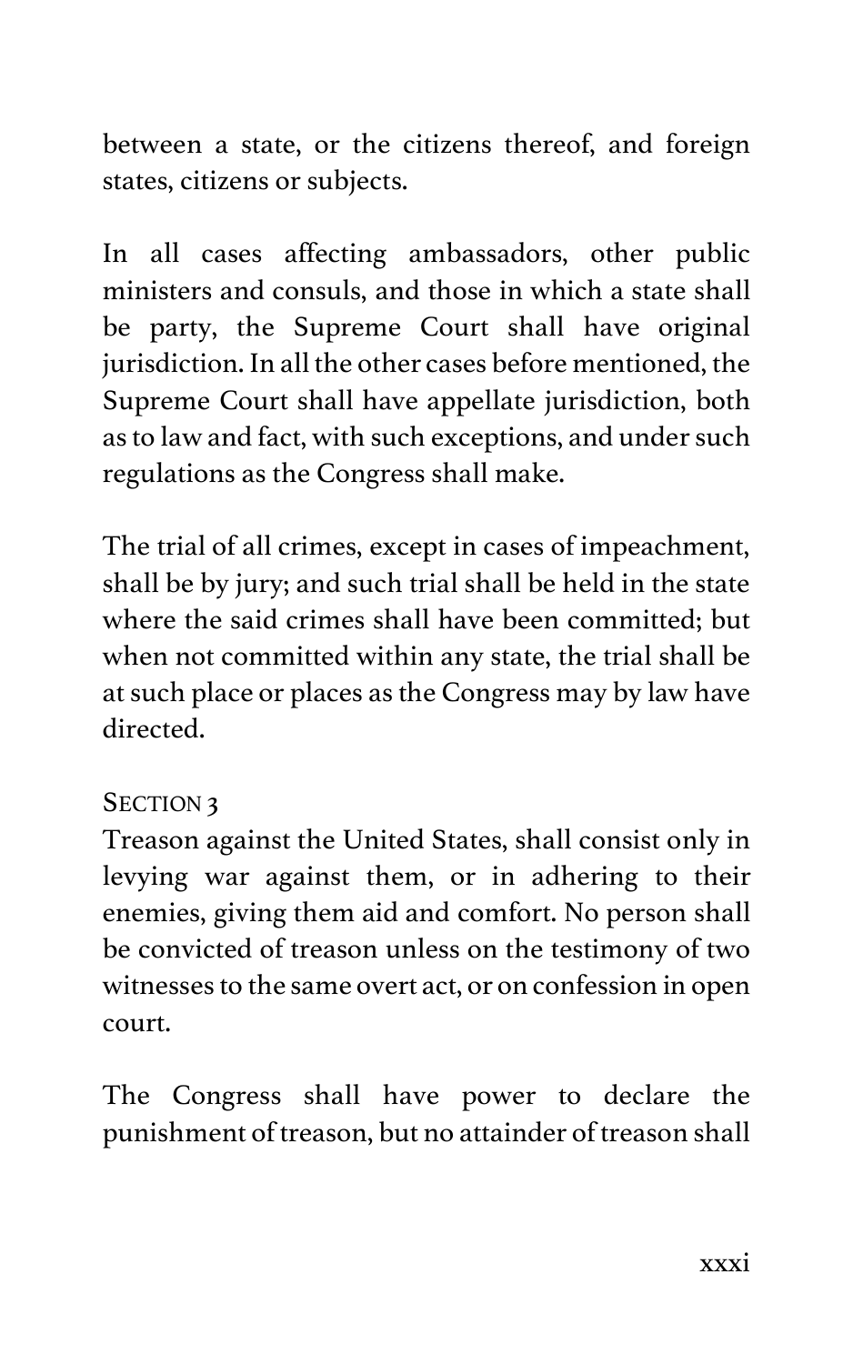between a state, or the citizens thereof, and foreign states, citizens or subjects.

In all cases affecting ambassadors, other public ministers and consuls, and those in which a state shall be party, the Supreme Court shall have original jurisdiction. In all the other cases before mentioned, the Supreme Court shall have appellate jurisdiction, both as to law and fact, with such exceptions, and under such regulations as the Congress shall make.

The trial of all crimes, except in cases of impeachment, shall be by jury; and such trial shall be held in the state where the said crimes shall have been committed; but when not committed within any state, the trial shall be at such place or places as the Congress may by law have directed.

### Section 3

Treason against the United States, shall consist only in levying war against them, or in adhering to their enemies, giving them aid and comfort. No person shall be convicted of treason unless on the testimony of two witnesses to the same overt act, or on confession in open court.

The Congress shall have power to declare the punishment of treason, but no attainder of treason shall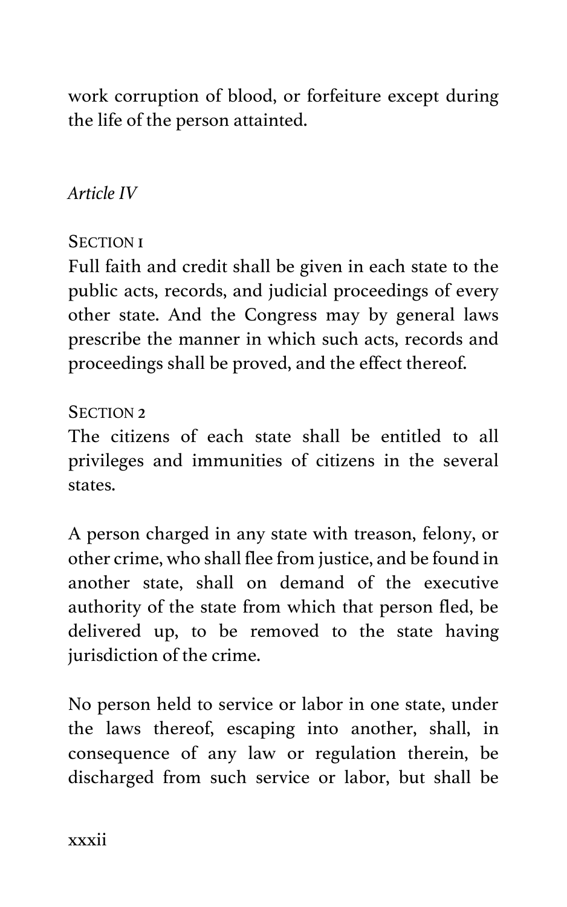work corruption of blood, or forfeiture except during the life of the person attainted.

*Article IV*

SECTION 1

Full faith and credit shall be given in each state to the public acts, records, and judicial proceedings of every other state. And the Congress may by general laws prescribe the manner in which such acts, records and proceedings shall be proved, and the effect thereof.

SECTION 2

The citizens of each state shall be entitled to all privileges and immunities of citizens in the several states.

A person charged in any state with treason, felony, or other crime, who shall flee from justice, and be found in another state, shall on demand of the executive authority of the state from which that person fled, be delivered up, to be removed to the state having jurisdiction of the crime.

No person held to service or labor in one state, under the laws thereof, escaping into another, shall, in consequence of any law or regulation therein, be discharged from such service or labor, but shall be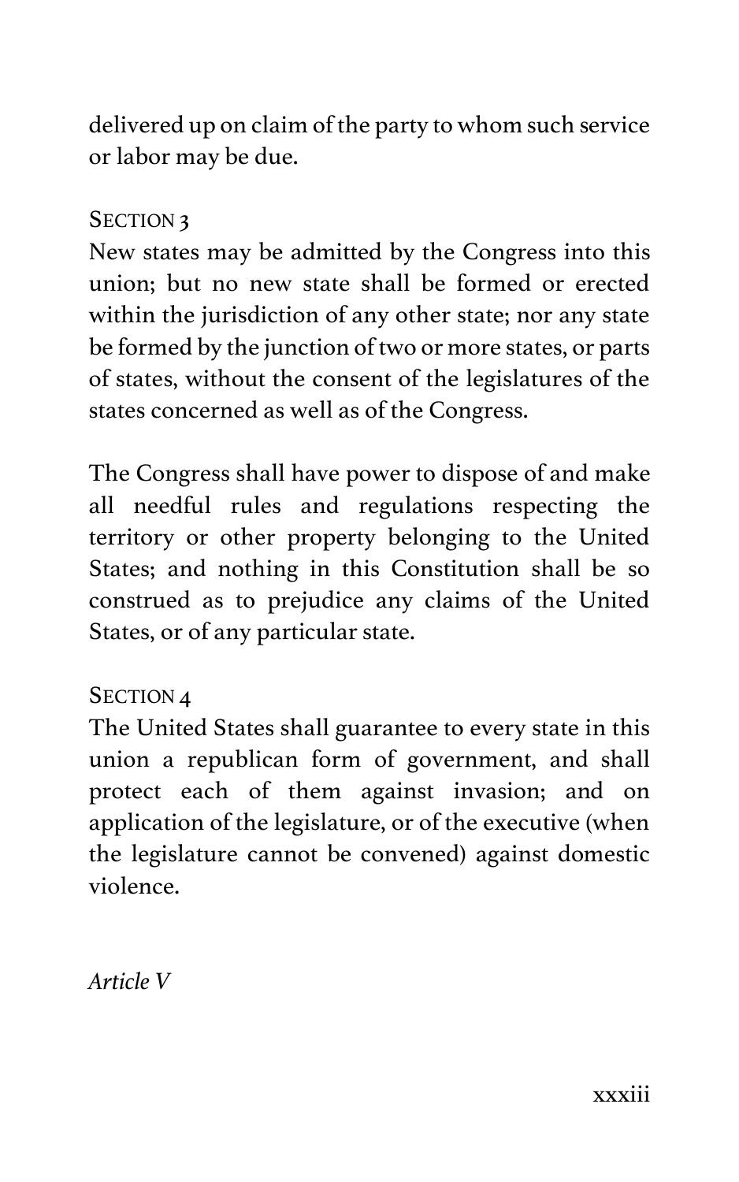delivered up on claim of the party to whom such service or labor may be due.

SECTION 3

New states may be admitted by the Congress into this union; but no new state shall be formed or erected within the jurisdiction of any other state; nor any state be formed by the junction of two or more states, or parts of states, without the consent of the legislatures of the states concerned as well as of the Congress.

The Congress shall have power to dispose of and make all needful rules and regulations respecting the territory or other property belonging to the United States; and nothing in this Constitution shall be so construed as to prejudice any claims of the United States, or of any particular state.

SECTION 4

The United States shall guarantee to every state in this union a republican form of government, and shall protect each of them against invasion; and on application of the legislature, or of the executive (when the legislature cannot be convened) against domestic violence.

*Article V*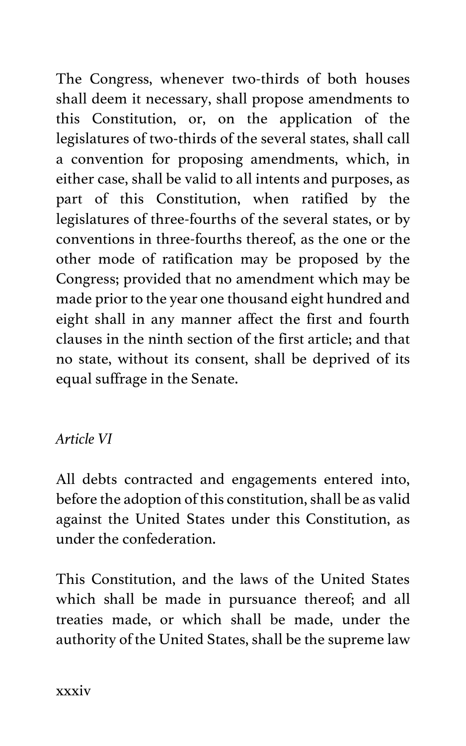The Congress, whenever two-thirds of both houses shall deem it necessary, shall propose amendments to this Constitution, or, on the application of the legislatures of two-thirds of the several states, shall call a convention for proposing amendments, which, in either case, shall be valid to all intents and purposes, as part of this Constitution, when ratified by the legislatures of three-fourths of the several states, or by conventions in three-fourths thereof, as the one or the other mode of ratification may be proposed by the Congress; provided that no amendment which may be made prior to the year one thousand eight hundred and eight shall in any manner affect the first and fourth clauses in the ninth section of the first article; and that no state, without its consent, shall be deprived of its equal suffrage in the Senate.

*Article VI*

All debts contracted and engagements entered into, before the adoption of this constitution, shall be as valid against the United States under this Constitution, as under the confederation.

This Constitution, and the laws of the United States which shall be made in pursuance thereof; and all treaties made, or which shall be made, under the authority of the United States, shall be the supreme law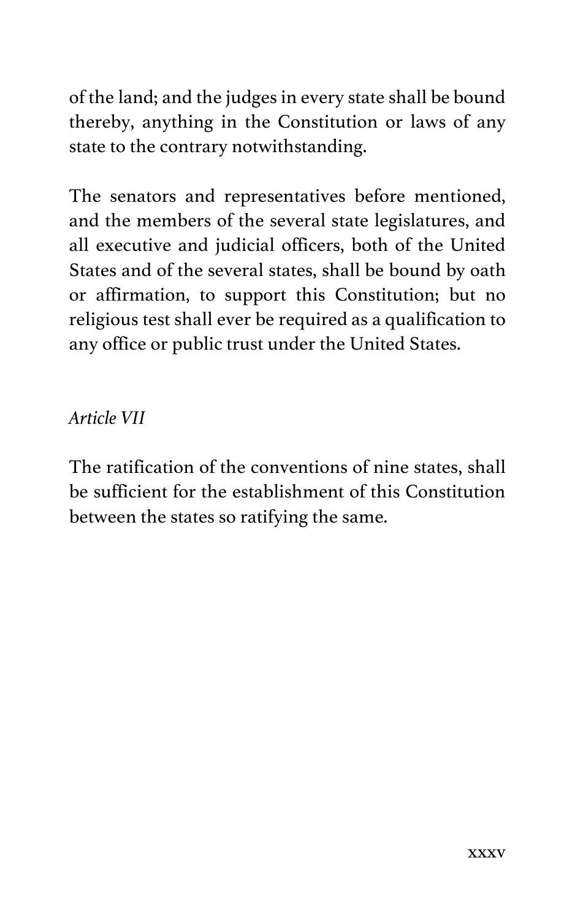of the land; and the judges in every state shall be bound thereby, anything in the Constitution or laws of any state to the contrary notwithstanding.

The senators and representatives before mentioned, and the members of the several state legislatures, and all executive and judicial officers, both of the United States and of the several states, shall be bound by oath or affirmation, to support this Constitution; but no religious test shall ever be required as a qualification to any office or public trust under the United States.

*Article VII*

The ratification of the conventions of nine states, shall be sufficient for the establishment of this Constitution between the states so ratifying the same.